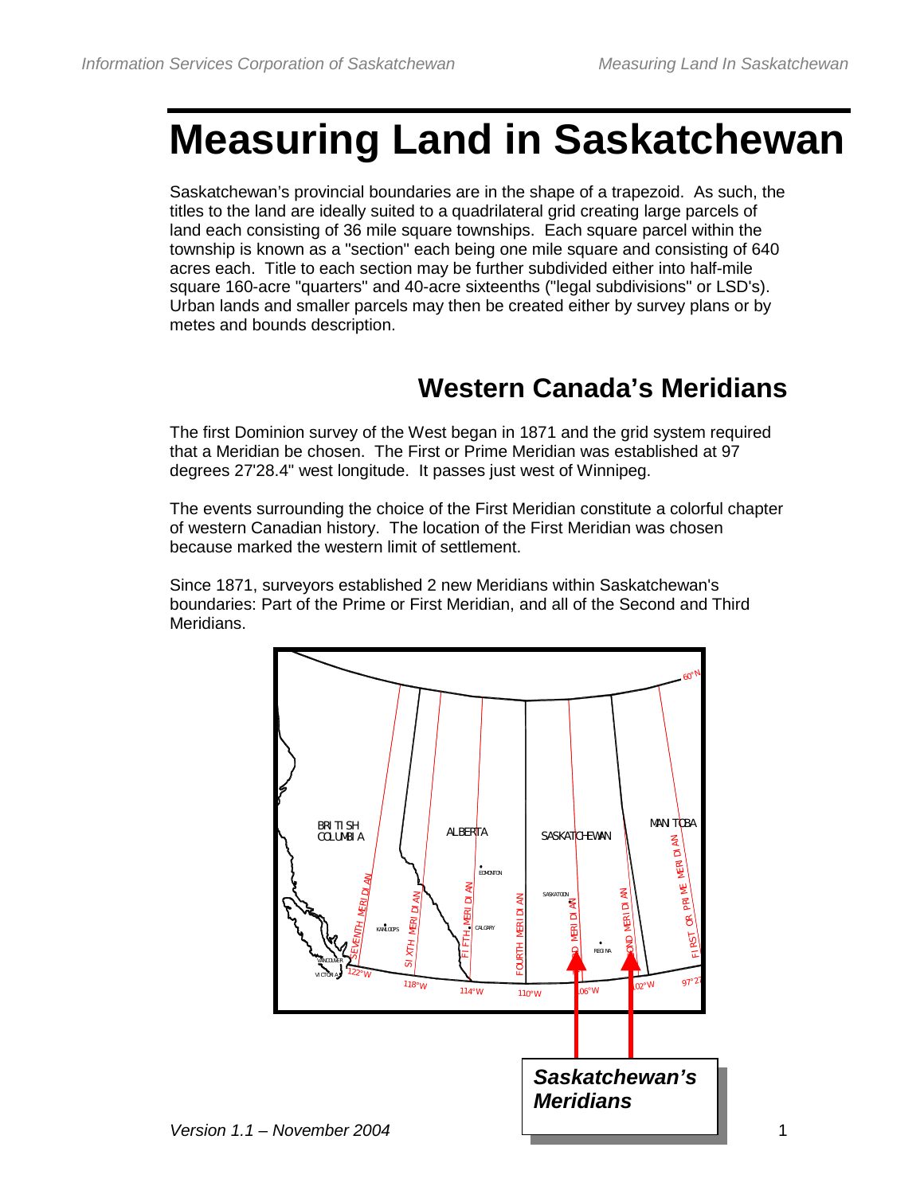# Measuring Land in Saskatchewan

Saskatchewan's provincial boundaries are in the shape of a trapezoid. As such, the titles to the land are ideally suited to a quadrilateral grid creating large parcels of land each consisting of 36 mile square townships. Each square parcel within the township is known as a "section" each being one mile square and consisting of 640 acres each. Title to each section may be further subdivided either into half-mile square 160-acre "quarters" and 40-acre sixteenths ("legal subdivisions" or LSD's). Urban lands and smaller parcels may then be created either by survey plans or by metes and bounds description.

## Western Canada's Meridians

The first Dominion survey of the West began in 1871 and the grid system required that a Meridian be chosen. The First or Prime Meridian was established at 97 degrees 27'28.4" west longitude. It passes just west of Winnipeg.

The events surrounding the choice of the First Meridian constitute a colorful chapter of western Canadian history. The location of the First Meridian was chosen because marked the western limit of settlement.

Since 1871, surveyors established 2 new Meridians within Saskatchewan's boundaries: Part of the Prime or First Meridian, and all of the Second and Third Meridians.

***Saskatchewan's Meridians***

*Version 1.1 – November 2004*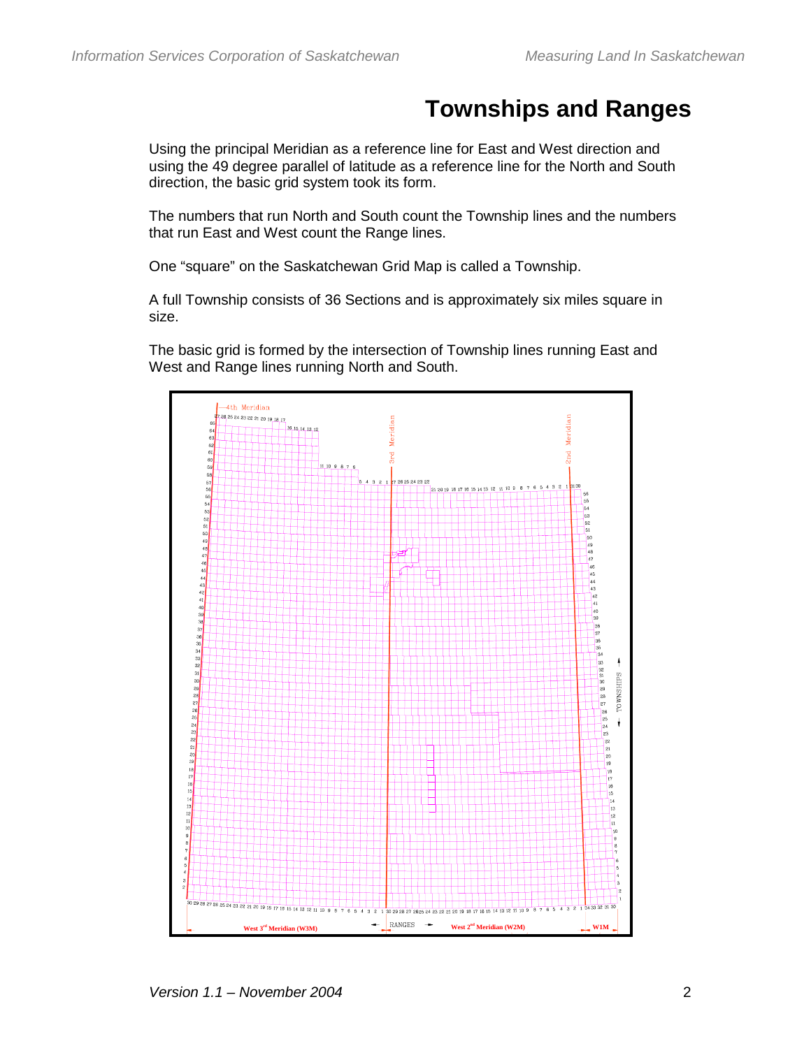# Townships and Ranges

Using the principal Meridian as a reference line for East and West direction and using the 49 degree parallel of latitude as a reference line for the North and South direction, the basic grid system took its form.

The numbers that run North and South count the Township lines and the numbers that run East and West count the Range lines.

One "square" on the Saskatchewan Grid Map is called a Township.

A full Township consists of 36 Sections and is approximately six miles square in size.

The basic grid is formed by the intersection of Township lines running East and West and Range lines running North and South.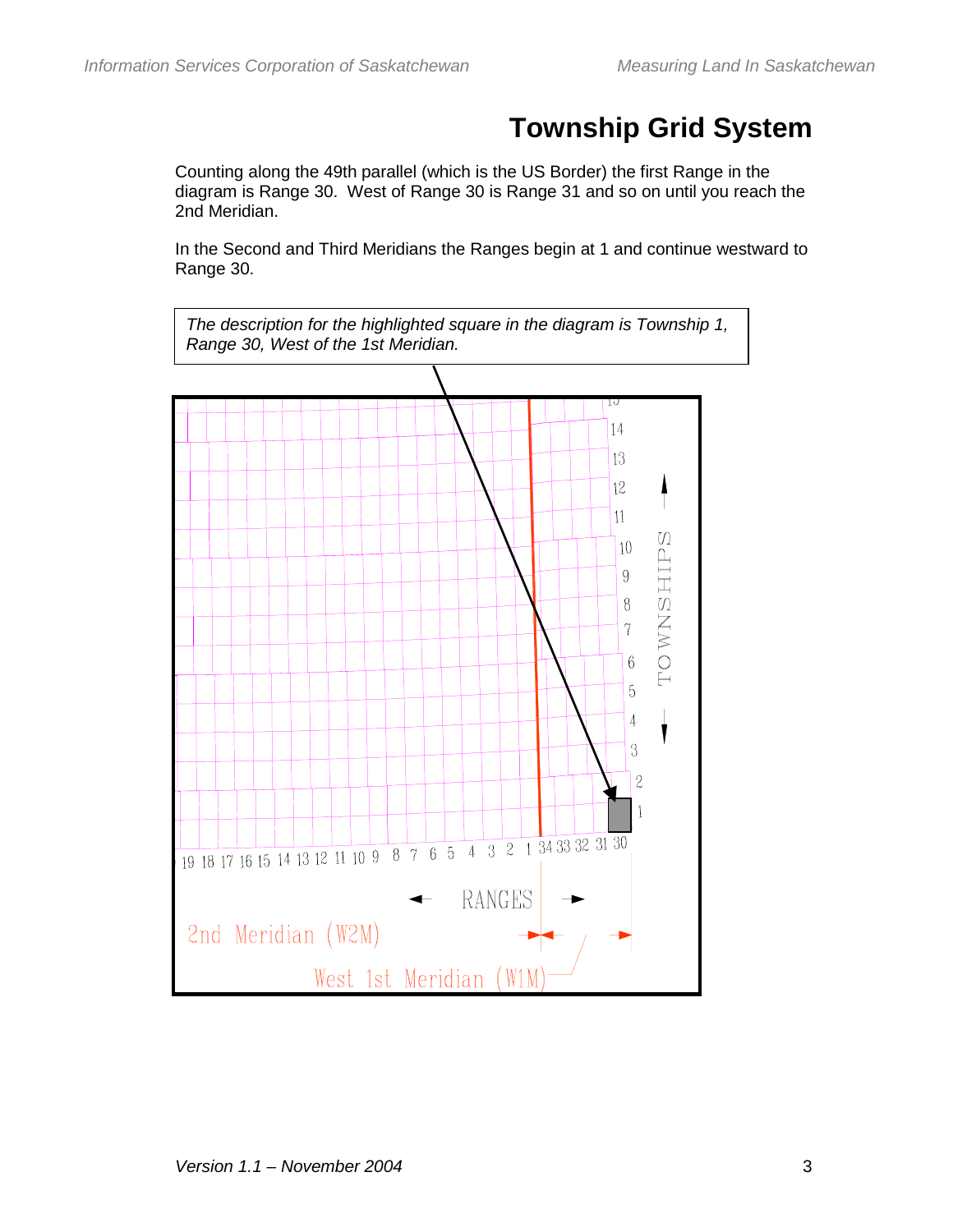# Township Grid System

Counting along the 49th parallel (which is the US Border) the first Range in the diagram is Range 30. West of Range 30 is Range 31 and so on until you reach the 2nd Meridian.

In the Second and Third Meridians the Ranges begin at 1 and continue westward to Range 30.

*The description for the highlighted square in the diagram is Township 1, Range 30, West of the 1st Meridian.*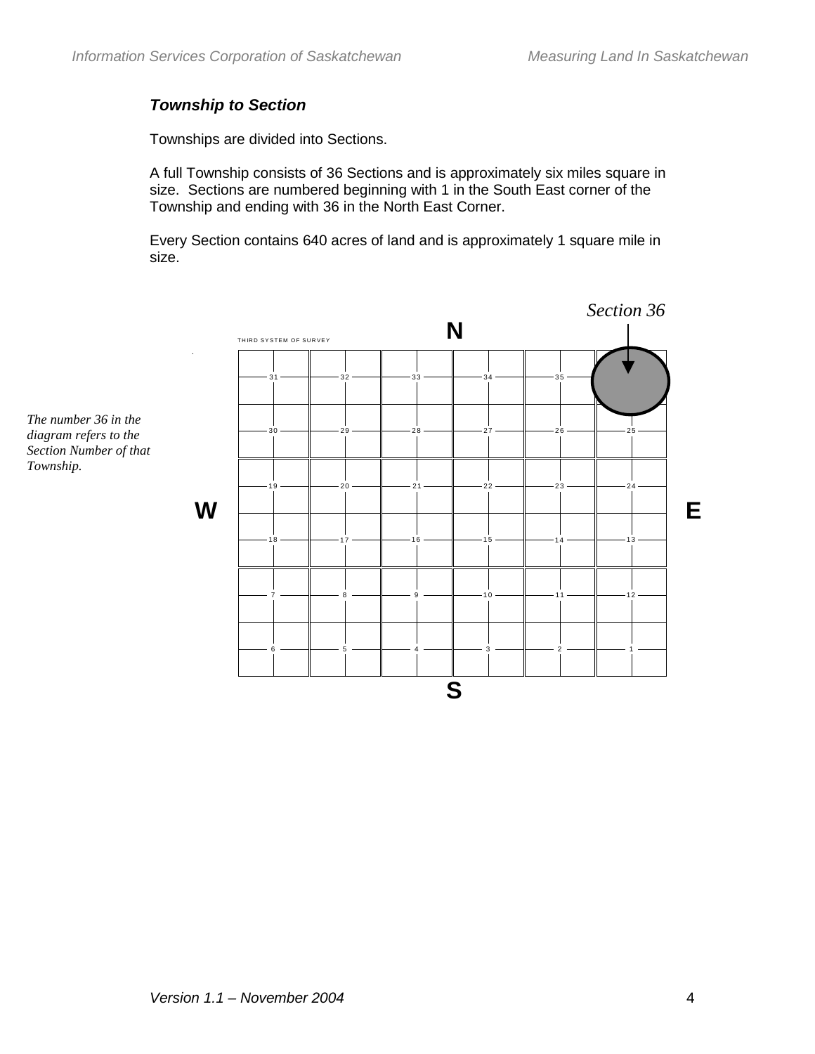### ***Township to Section***

Townships are divided into Sections.

A full Township consists of 36 Sections and is approximately six miles square in size. Sections are numbered beginning with 1 in the South East corner of the Township and ending with 36 in the North East Corner.

Every Section contains 640 acres of land and is approximately 1 square mile in size.

*Section 36*

*The number 36 in the diagram refers to the Section Number of that Township.*

THIRD SYSTEM OF SURVEY

N

| 31 | 32 | 33 | 34 | 35 | 36 |
|---|---|---|---|---|---|
| 30 | 29 | 28 | 27 | 26 | 25 |
| 19 | 20 | 21 | 22 | 23 | 24 |
| 18 | 17 | 16 | 15 | 14 | 13 |
| 7 | 8 | 9 | 10 | 11 | 12 |
| 6 | 5 | 4 | 3 | 2 | 1 |

W — E

S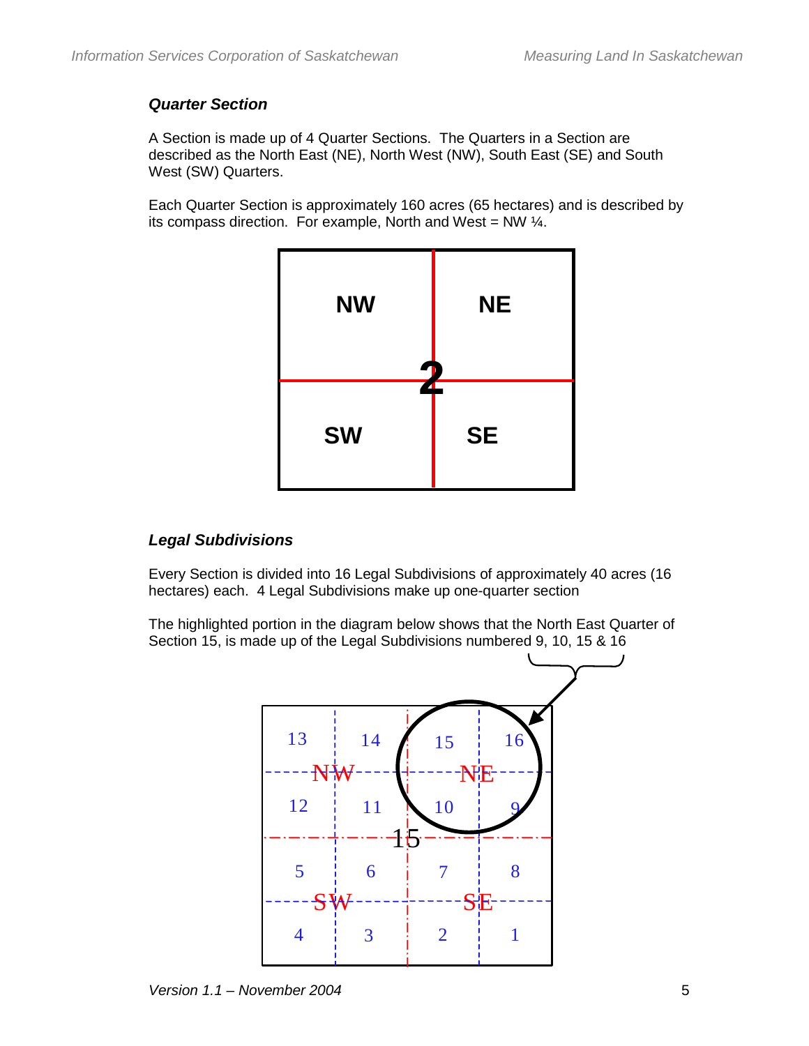### *Quarter Section*

A Section is made up of 4 Quarter Sections. The Quarters in a Section are described as the North East (NE), North West (NW), South East (SE) and South West (SW) Quarters.

Each Quarter Section is approximately 160 acres (65 hectares) and is described by its compass direction. For example, North and West = NW ¼.

| NW | NE |
|---|---|
| SW | SE |

2

### *Legal Subdivisions*

Every Section is divided into 16 Legal Subdivisions of approximately 40 acres (16 hectares) each. 4 Legal Subdivisions make up one-quarter section

The highlighted portion in the diagram below shows that the North East Quarter of Section 15, is made up of the Legal Subdivisions numbered 9, 10, 15 & 16

| 13 | 14 | 15 | 16 |
|---|---|---|---|
| 12 | 11 | 10 | 9 |
| 5 | 6 | 7 | 8 |
| 4 | 3 | 2 | 1 |

NW, NE, SW, SE — 15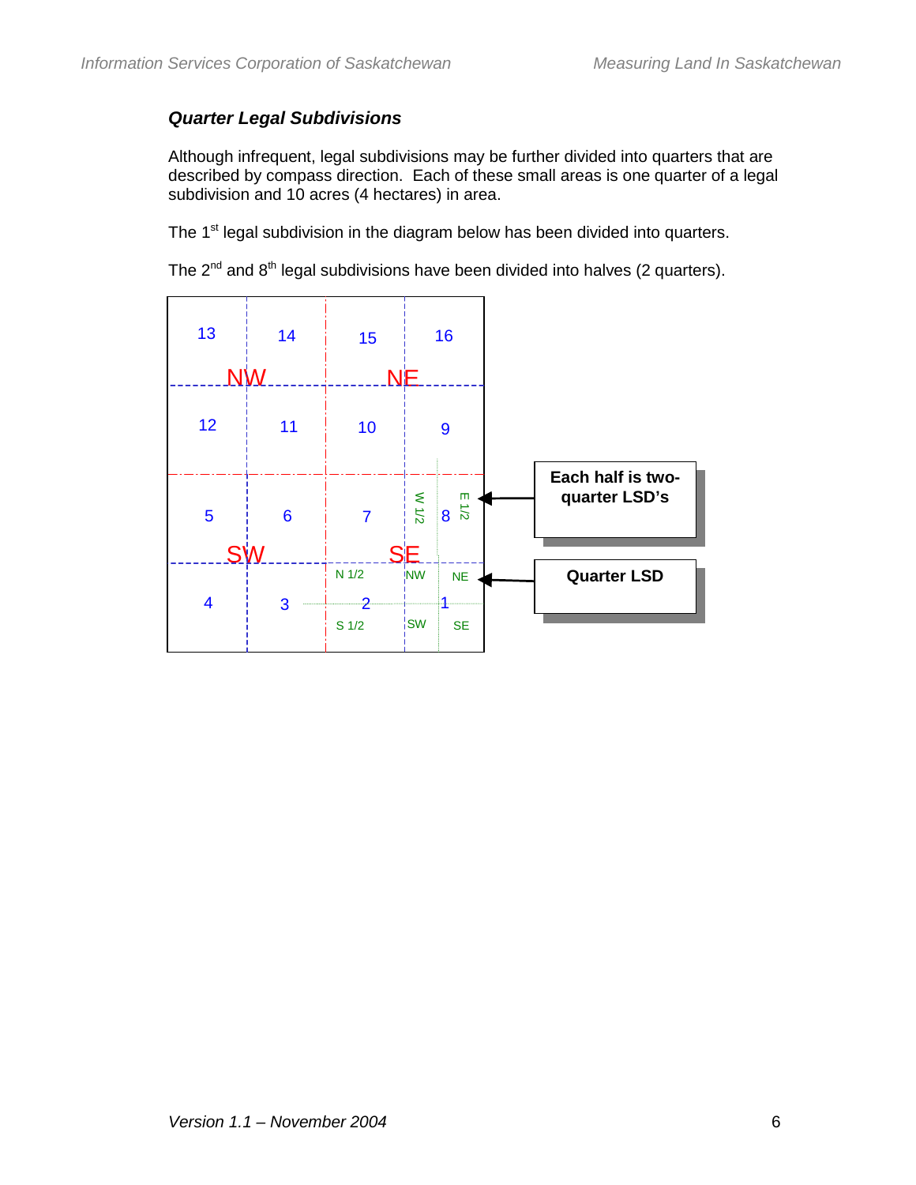### *Quarter Legal Subdivisions*

Although infrequent, legal subdivisions may be further divided into quarters that are described by compass direction. Each of these small areas is one quarter of a legal subdivision and 10 acres (4 hectares) in area.

The 1st legal subdivision in the diagram below has been divided into quarters.

The 2nd and 8th legal subdivisions have been divided into halves (2 quarters).

| 13 | 14 | 15 | 16 |
|---|---|---|---|
| NW | | NE | |
| 12 | 11 | 10 | 9 |
| 5 | 6 | 7 | 8 (W 1/2, E 1/2) |
| SW | | SE | |
| 4 | 3 | 2 (N 1/2, S 1/2) | 1 (NW, NE, SW, SE) |

**Each half is two-quarter LSD's**

**Quarter LSD**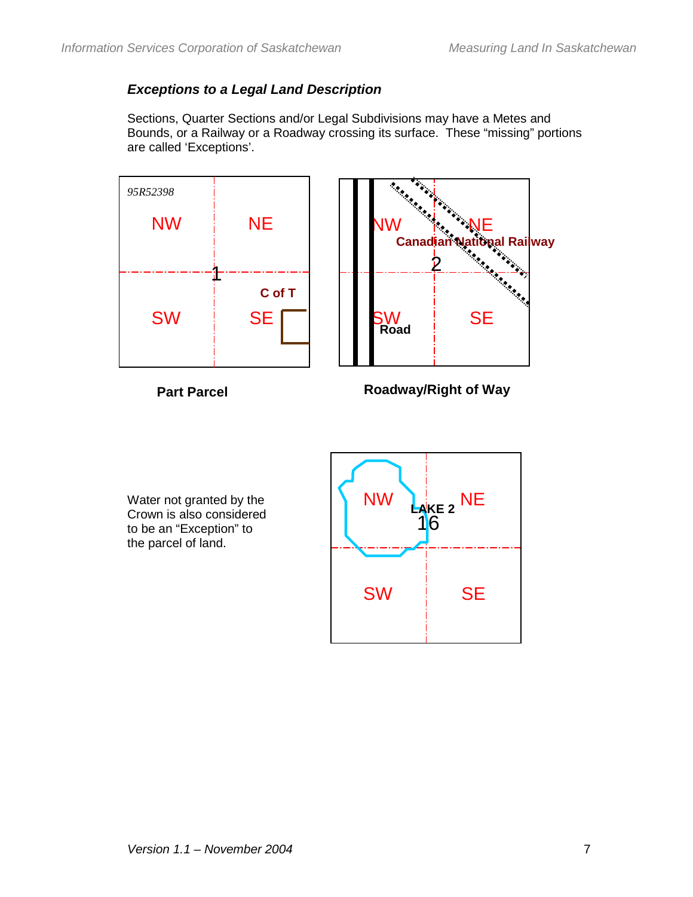### *Exceptions to a Legal Land Description*

Sections, Quarter Sections and/or Legal Subdivisions may have a Metes and Bounds, or a Railway or a Roadway crossing its surface. These "missing" portions are called 'Exceptions'.

95R52398

NW

NE

1

C of T

SW

SE

**Part Parcel**

NW

NE

Canadian National Railway

2

SW

Road

SE

**Roadway/Right of Way**

Water not granted by the Crown is also considered to be an "Exception" to the parcel of land.

NW

LAKE 2

NE

16

SW

SE